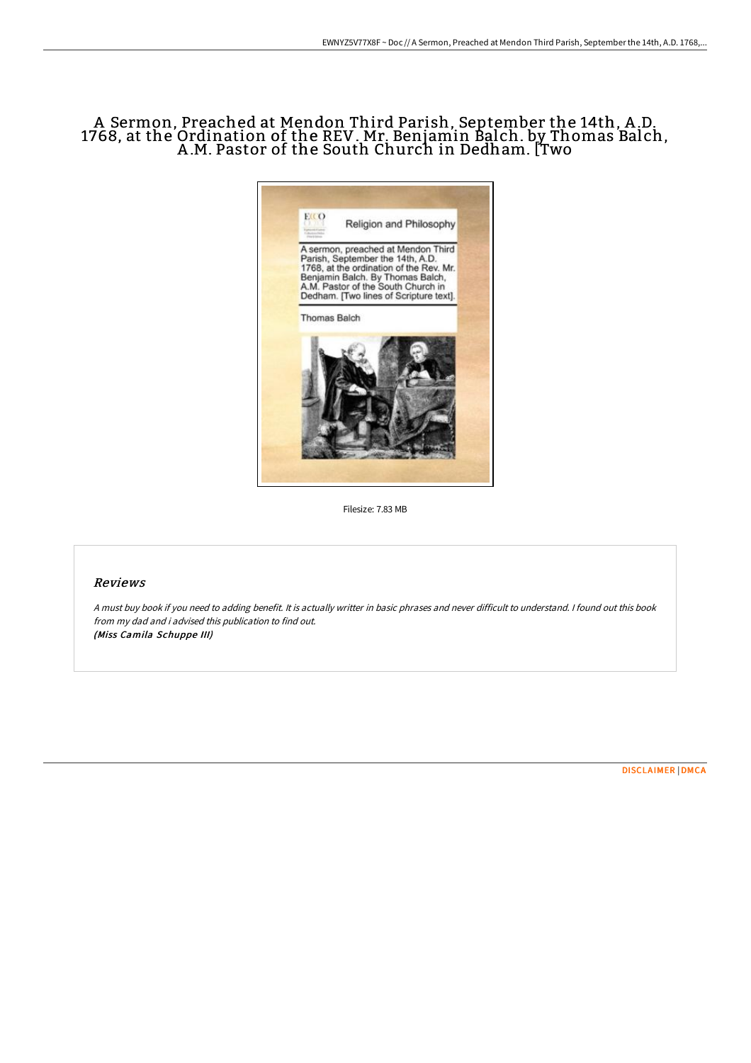# A Sermon, Preached at Mendon Third Parish, September the 14th, A.D. 1768, at the Ordination of the REV. Mr. Benjamin Balch. by Thomas Balch, A.M. Pastor of the South Church in Dedham. [Two

Filesize: 7.83 MB

## Reviews

*A must buy book if you need to adding benefit. It is actually writter in basic phrases and never difficult to understand. I found out this book from my dad and i advised this publication to find out.*
***(Miss Camila Schuppe III)***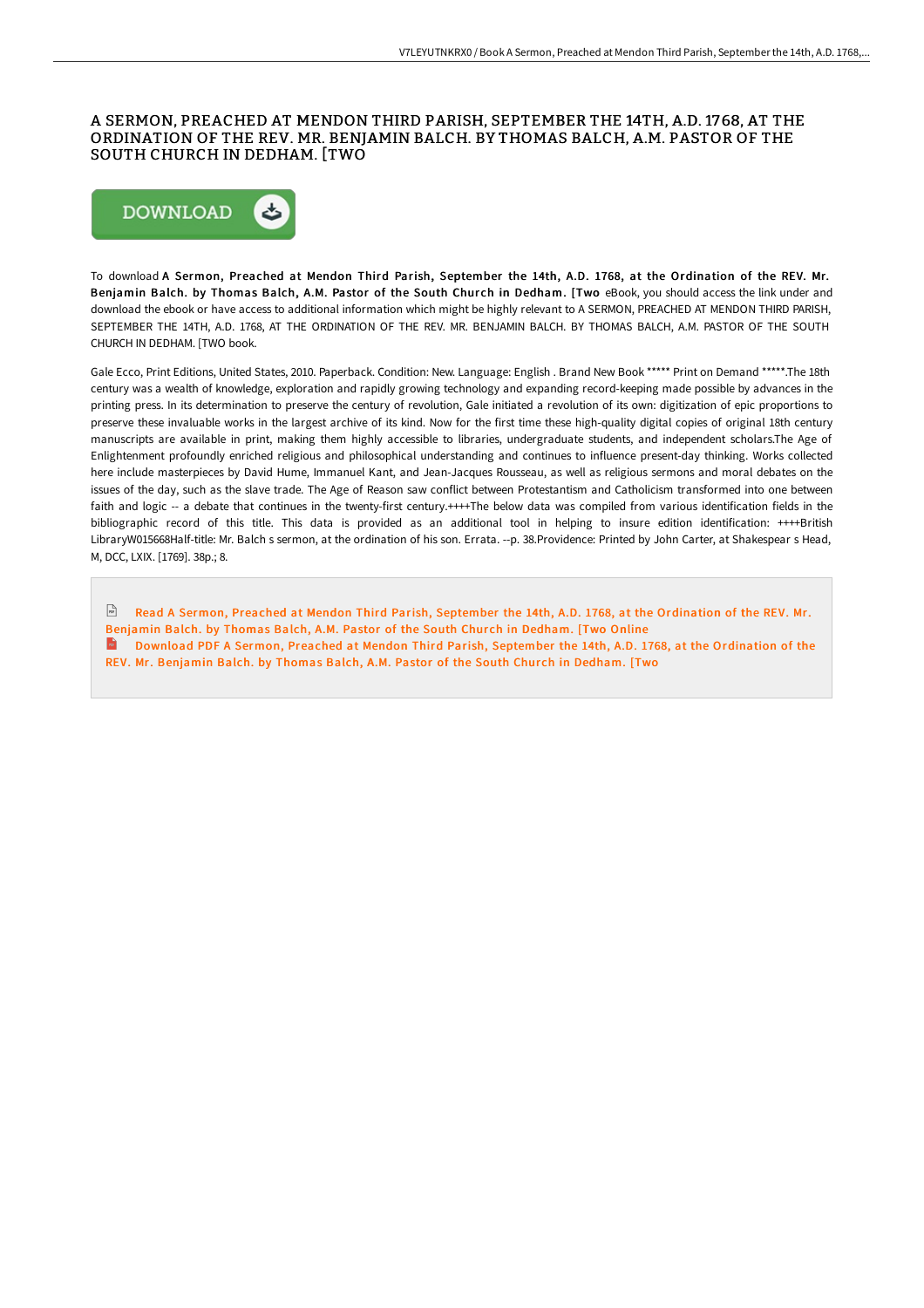# A SERMON, PREACHED AT MENDON THIRD PARISH, SEPTEMBER THE 14TH, A.D. 1768, AT THE ORDINATION OF THE REV. MR. BENJAMIN BALCH. BY THOMAS BALCH, A.M. PASTOR OF THE SOUTH CHURCH IN DEDHAM. [TWO

DOWNLOAD

To download **A Sermon, Preached at Mendon Third Parish, September the 14th, A.D. 1768, at the Ordination of the REV. Mr. Benjamin Balch. by Thomas Balch, A.M. Pastor of the South Church in Dedham. [Two** eBook, you should access the link under and download the ebook or have access to additional information which might be highly relevant to A SERMON, PREACHED AT MENDON THIRD PARISH, SEPTEMBER THE 14TH, A.D. 1768, AT THE ORDINATION OF THE REV. MR. BENJAMIN BALCH. BY THOMAS BALCH, A.M. PASTOR OF THE SOUTH CHURCH IN DEDHAM. [TWO book.

Gale Ecco, Print Editions, United States, 2010. Paperback. Condition: New. Language: English . Brand New Book ***** Print on Demand *****.The 18th century was a wealth of knowledge, exploration and rapidly growing technology and expanding record-keeping made possible by advances in the printing press. In its determination to preserve the century of revolution, Gale initiated a revolution of its own: digitization of epic proportions to preserve these invaluable works in the largest archive of its kind. Now for the first time these high-quality digital copies of original 18th century manuscripts are available in print, making them highly accessible to libraries, undergraduate students, and independent scholars.The Age of Enlightenment profoundly enriched religious and philosophical understanding and continues to influence present-day thinking. Works collected here include masterpieces by David Hume, Immanuel Kant, and Jean-Jacques Rousseau, as well as religious sermons and moral debates on the issues of the day, such as the slave trade. The Age of Reason saw conflict between Protestantism and Catholicism transformed into one between faith and logic -- a debate that continues in the twenty-first century.++++The below data was compiled from various identification fields in the bibliographic record of this title. This data is provided as an additional tool in helping to insure edition identification: ++++British LibraryW015668Half-title: Mr. Balch s sermon, at the ordination of his son. Errata. --p. 38.Providence: Printed by John Carter, at Shakespear s Head, M, DCC, LXIX. [1769]. 38p.; 8.

Read A Sermon, Preached at Mendon Third Parish, September the 14th, A.D. 1768, at the Ordination of the REV. Mr. Benjamin Balch. by Thomas Balch, A.M. Pastor of the South Church in Dedham. [Two Online

Download PDF A Sermon, Preached at Mendon Third Parish, September the 14th, A.D. 1768, at the Ordination of the REV. Mr. Benjamin Balch. by Thomas Balch, A.M. Pastor of the South Church in Dedham. [Two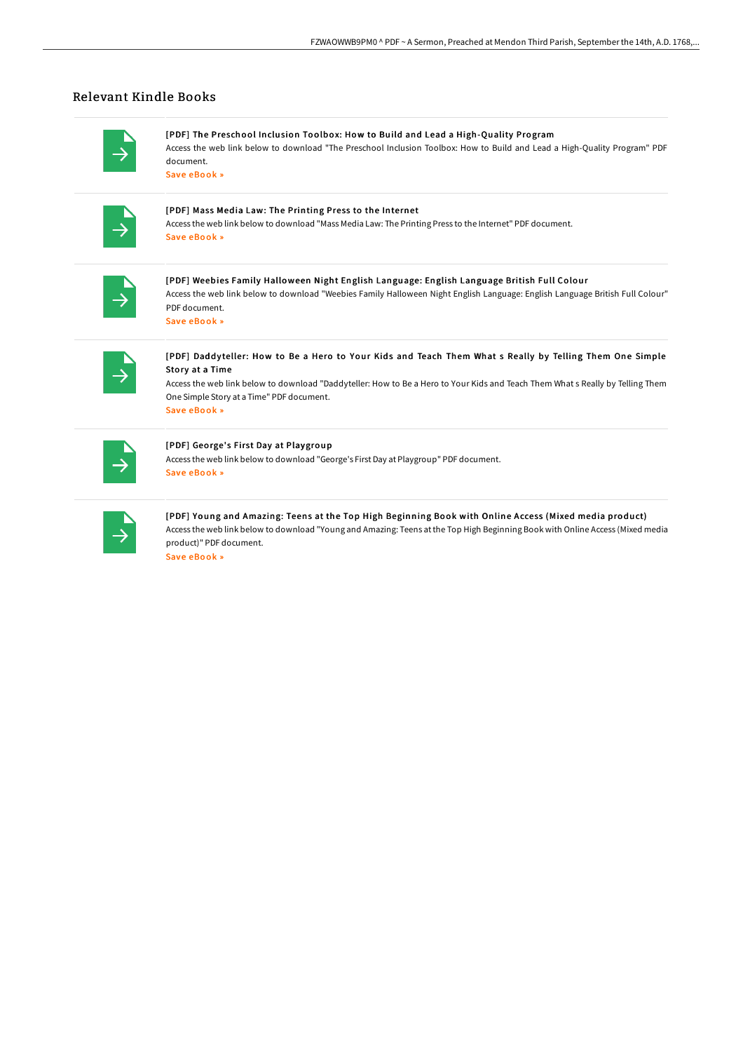## Relevant Kindle Books

**[PDF] The Preschool Inclusion Toolbox: How to Build and Lead a High-Quality Program**

Access the web link below to download "The Preschool Inclusion Toolbox: How to Build and Lead a High-Quality Program" PDF document.

Save eBook »

**[PDF] Mass Media Law: The Printing Press to the Internet**

Access the web link below to download "Mass Media Law: The Printing Press to the Internet" PDF document.

Save eBook »

**[PDF] Weebies Family Halloween Night English Language: English Language British Full Colour**

Access the web link below to download "Weebies Family Halloween Night English Language: English Language British Full Colour" PDF document.

Save eBook »

**[PDF] Daddyteller: How to Be a Hero to Your Kids and Teach Them What s Really by Telling Them One Simple Story at a Time**

Access the web link below to download "Daddyteller: How to Be a Hero to Your Kids and Teach Them What s Really by Telling Them One Simple Story at a Time" PDF document.

Save eBook »

**[PDF] George's First Day at Playgroup**

Access the web link below to download "George's First Day at Playgroup" PDF document.

Save eBook »

**[PDF] Young and Amazing: Teens at the Top High Beginning Book with Online Access (Mixed media product)**

Access the web link below to download "Young and Amazing: Teens at the Top High Beginning Book with Online Access (Mixed media product)" PDF document.

Save eBook »